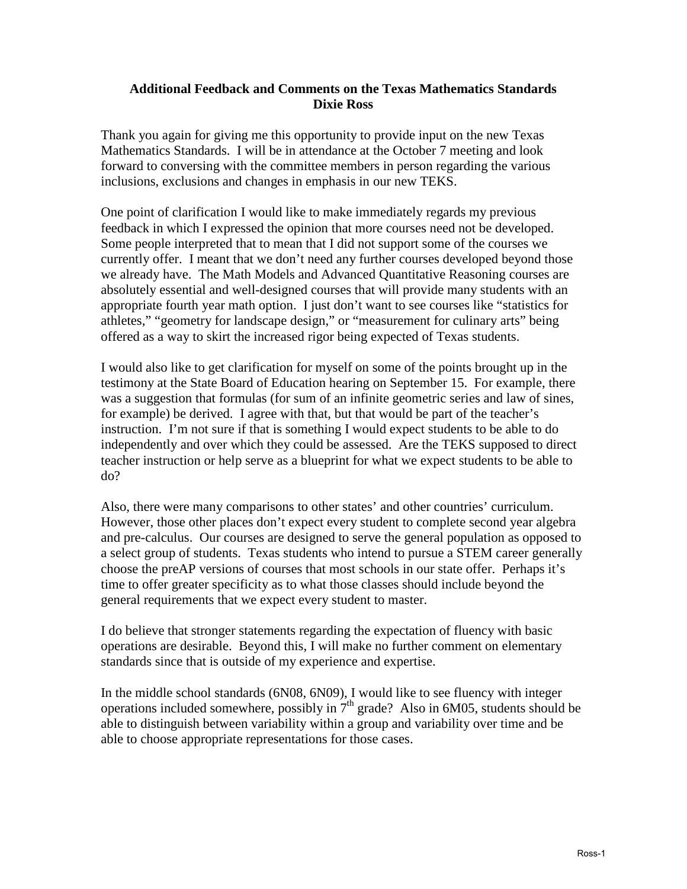**Additional Feedback and Comments on the Texas Mathematics Standards**
**Dixie Ross**

Thank you again for giving me this opportunity to provide input on the new Texas Mathematics Standards. I will be in attendance at the October 7 meeting and look forward to conversing with the committee members in person regarding the various inclusions, exclusions and changes in emphasis in our new TEKS.

One point of clarification I would like to make immediately regards my previous feedback in which I expressed the opinion that more courses need not be developed. Some people interpreted that to mean that I did not support some of the courses we currently offer. I meant that we don't need any further courses developed beyond those we already have. The Math Models and Advanced Quantitative Reasoning courses are absolutely essential and well-designed courses that will provide many students with an appropriate fourth year math option. I just don't want to see courses like "statistics for athletes," "geometry for landscape design," or "measurement for culinary arts" being offered as a way to skirt the increased rigor being expected of Texas students.

I would also like to get clarification for myself on some of the points brought up in the testimony at the State Board of Education hearing on September 15. For example, there was a suggestion that formulas (for sum of an infinite geometric series and law of sines, for example) be derived. I agree with that, but that would be part of the teacher's instruction. I'm not sure if that is something I would expect students to be able to do independently and over which they could be assessed. Are the TEKS supposed to direct teacher instruction or help serve as a blueprint for what we expect students to be able to do?

Also, there were many comparisons to other states' and other countries' curriculum. However, those other places don't expect every student to complete second year algebra and pre-calculus. Our courses are designed to serve the general population as opposed to a select group of students. Texas students who intend to pursue a STEM career generally choose the preAP versions of courses that most schools in our state offer. Perhaps it's time to offer greater specificity as to what those classes should include beyond the general requirements that we expect every student to master.

I do believe that stronger statements regarding the expectation of fluency with basic operations are desirable. Beyond this, I will make no further comment on elementary standards since that is outside of my experience and expertise.

In the middle school standards (6N08, 6N09), I would like to see fluency with integer operations included somewhere, possibly in 7th grade? Also in 6M05, students should be able to distinguish between variability within a group and variability over time and be able to choose appropriate representations for those cases.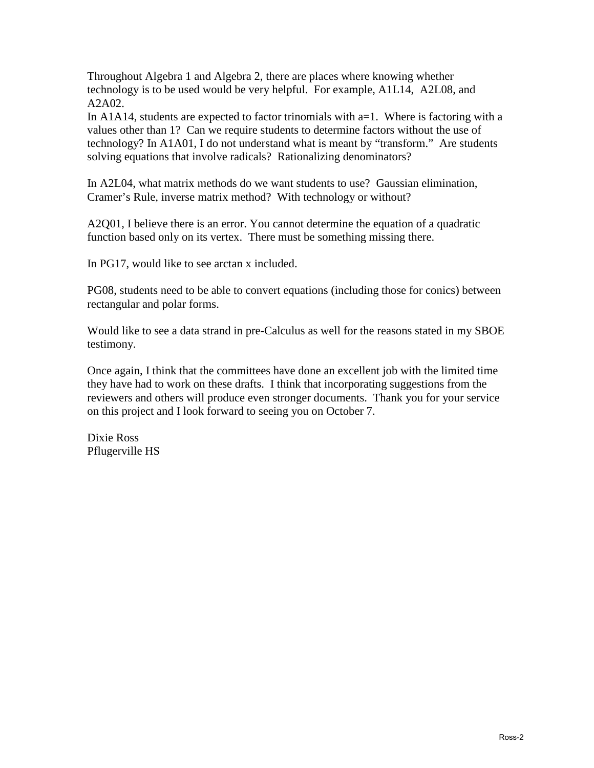Throughout Algebra 1 and Algebra 2, there are places where knowing whether technology is to be used would be very helpful. For example, A1L14, A2L08, and A2A02.

In A1A14, students are expected to factor trinomials with $a=1$. Where is factoring with a values other than 1? Can we require students to determine factors without the use of technology? In A1A01, I do not understand what is meant by "transform." Are students solving equations that involve radicals? Rationalizing denominators?

In A2L04, what matrix methods do we want students to use? Gaussian elimination, Cramer's Rule, inverse matrix method? With technology or without?

A2Q01, I believe there is an error. You cannot determine the equation of a quadratic function based only on its vertex. There must be something missing there.

In PG17, would like to see arctan x included.

PG08, students need to be able to convert equations (including those for conics) between rectangular and polar forms.

Would like to see a data strand in pre-Calculus as well for the reasons stated in my SBOE testimony.

Once again, I think that the committees have done an excellent job with the limited time they have had to work on these drafts. I think that incorporating suggestions from the reviewers and others will produce even stronger documents. Thank you for your service on this project and I look forward to seeing you on October 7.

Dixie Ross
Pflugerville HS